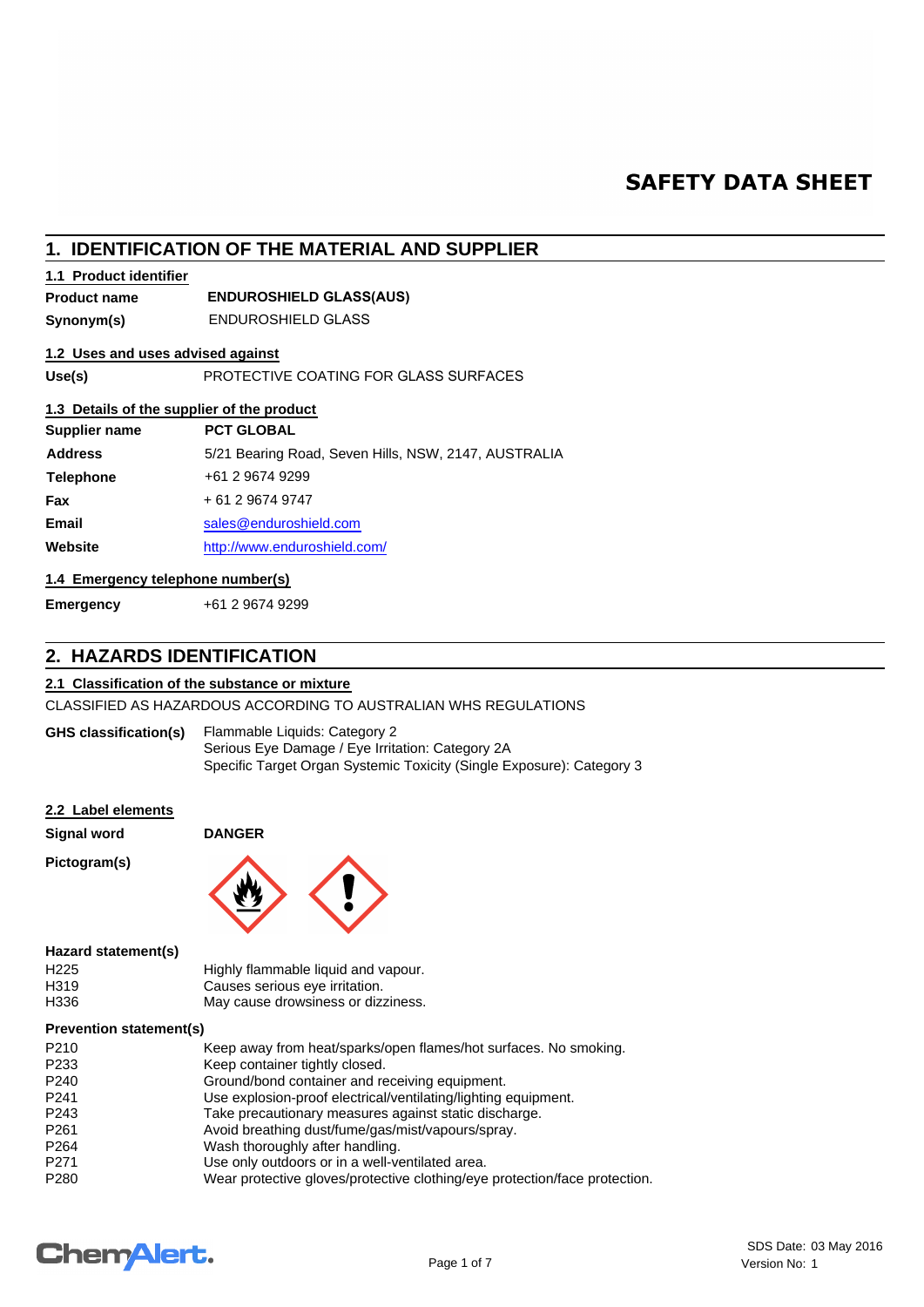# SAFETY DATA SHEET

## 1. IDENTIFICATION OF THE MATERIAL AND SUPPLIER

### 1.1 Product identifier

| | |
|---|---|
| **Product name** | **ENDUROSHIELD GLASS(AUS)** |
| **Synonym(s)** | ENDUROSHIELD GLASS |

### 1.2 Uses and uses advised against

| | |
|---|---|
| **Use(s)** | PROTECTIVE COATING FOR GLASS SURFACES |

### 1.3 Details of the supplier of the product

| | |
|---|---|
| **Supplier name** | **PCT GLOBAL** |
| **Address** | 5/21 Bearing Road, Seven Hills, NSW, 2147, AUSTRALIA |
| **Telephone** | +61 2 9674 9299 |
| **Fax** | + 61 2 9674 9747 |
| **Email** | sales@enduroshield.com |
| **Website** | http://www.enduroshield.com/ |

### 1.4 Emergency telephone number(s)

| | |
|---|---|
| **Emergency** | +61 2 9674 9299 |

## 2. HAZARDS IDENTIFICATION

### 2.1 Classification of the substance or mixture

CLASSIFIED AS HAZARDOUS ACCORDING TO AUSTRALIAN WHS REGULATIONS

**GHS classification(s)**
Flammable Liquids: Category 2
Serious Eye Damage / Eye Irritation: Category 2A
Specific Target Organ Systemic Toxicity (Single Exposure): Category 3

### 2.2 Label elements

| | |
|---|---|
| **Signal word** | **DANGER** |

**Pictogram(s)**

**Hazard statement(s)**

| | |
|---|---|
| H225 | Highly flammable liquid and vapour. |
| H319 | Causes serious eye irritation. |
| H336 | May cause drowsiness or dizziness. |

**Prevention statement(s)**

| | |
|---|---|
| P210 | Keep away from heat/sparks/open flames/hot surfaces. No smoking. |
| P233 | Keep container tightly closed. |
| P240 | Ground/bond container and receiving equipment. |
| P241 | Use explosion-proof electrical/ventilating/lighting equipment. |
| P243 | Take precautionary measures against static discharge. |
| P261 | Avoid breathing dust/fume/gas/mist/vapours/spray. |
| P264 | Wash thoroughly after handling. |
| P271 | Use only outdoors or in a well-ventilated area. |
| P280 | Wear protective gloves/protective clothing/eye protection/face protection. |

SDS Date: 03 May 2016
Version No: 1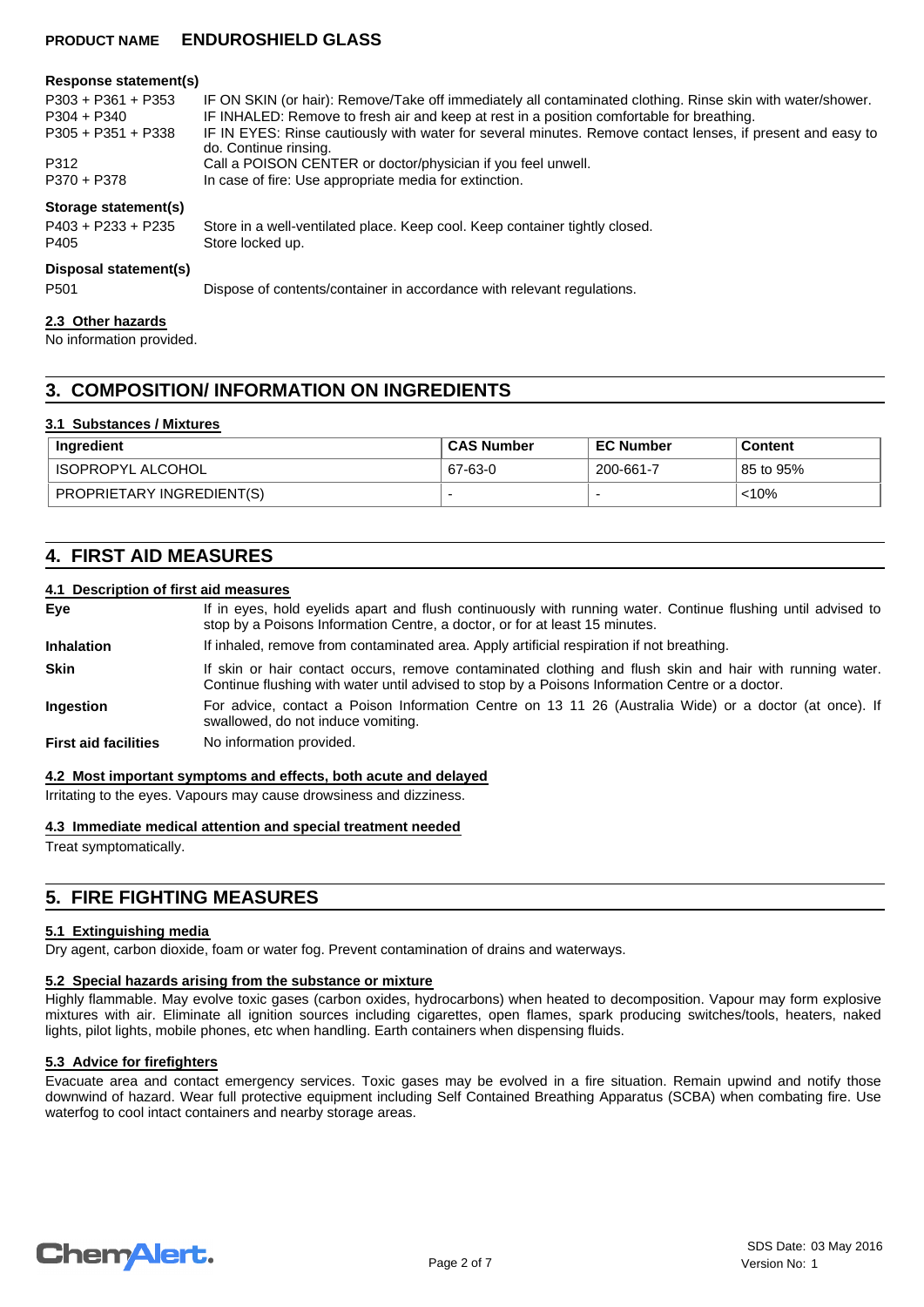#### Response statement(s)

| | |
|---|---|
| P303 + P361 + P353 | IF ON SKIN (or hair): Remove/Take off immediately all contaminated clothing. Rinse skin with water/shower. |
| P304 + P340 | IF INHALED: Remove to fresh air and keep at rest in a position comfortable for breathing. |
| P305 + P351 + P338 | IF IN EYES: Rinse cautiously with water for several minutes. Remove contact lenses, if present and easy to do. Continue rinsing. |
| P312 | Call a POISON CENTER or doctor/physician if you feel unwell. |
| P370 + P378 | In case of fire: Use appropriate media for extinction. |

#### Storage statement(s)

| | |
|---|---|
| P403 + P233 + P235 | Store in a well-ventilated place. Keep cool. Keep container tightly closed. |
| P405 | Store locked up. |

#### Disposal statement(s)

| | |
|---|---|
| P501 | Dispose of contents/container in accordance with relevant regulations. |

### 2.3 Other hazards

No information provided.

## 3. COMPOSITION/ INFORMATION ON INGREDIENTS

### 3.1 Substances / Mixtures

| Ingredient | CAS Number | EC Number | Content |
|---|---|---|---|
| ISOPROPYL ALCOHOL | 67-63-0 | 200-661-7 | 85 to 95% |
| PROPRIETARY INGREDIENT(S) | - | - | <10% |

## 4. FIRST AID MEASURES

### 4.1 Description of first aid measures

**Eye**
If in eyes, hold eyelids apart and flush continuously with running water. Continue flushing until advised to stop by a Poisons Information Centre, a doctor, or for at least 15 minutes.

**Inhalation**
If inhaled, remove from contaminated area. Apply artificial respiration if not breathing.

**Skin**
If skin or hair contact occurs, remove contaminated clothing and flush skin and hair with running water. Continue flushing with water until advised to stop by a Poisons Information Centre or a doctor.

**Ingestion**
For advice, contact a Poison Information Centre on 13 11 26 (Australia Wide) or a doctor (at once). If swallowed, do not induce vomiting.

**First aid facilities**
No information provided.

### 4.2 Most important symptoms and effects, both acute and delayed

Irritating to the eyes. Vapours may cause drowsiness and dizziness.

### 4.3 Immediate medical attention and special treatment needed

Treat symptomatically.

## 5. FIRE FIGHTING MEASURES

### 5.1 Extinguishing media

Dry agent, carbon dioxide, foam or water fog. Prevent contamination of drains and waterways.

### 5.2 Special hazards arising from the substance or mixture

Highly flammable. May evolve toxic gases (carbon oxides, hydrocarbons) when heated to decomposition. Vapour may form explosive mixtures with air. Eliminate all ignition sources including cigarettes, open flames, spark producing switches/tools, heaters, naked lights, pilot lights, mobile phones, etc when handling. Earth containers when dispensing fluids.

### 5.3 Advice for firefighters

Evacuate area and contact emergency services. Toxic gases may be evolved in a fire situation. Remain upwind and notify those downwind of hazard. Wear full protective equipment including Self Contained Breathing Apparatus (SCBA) when combating fire. Use waterfog to cool intact containers and nearby storage areas.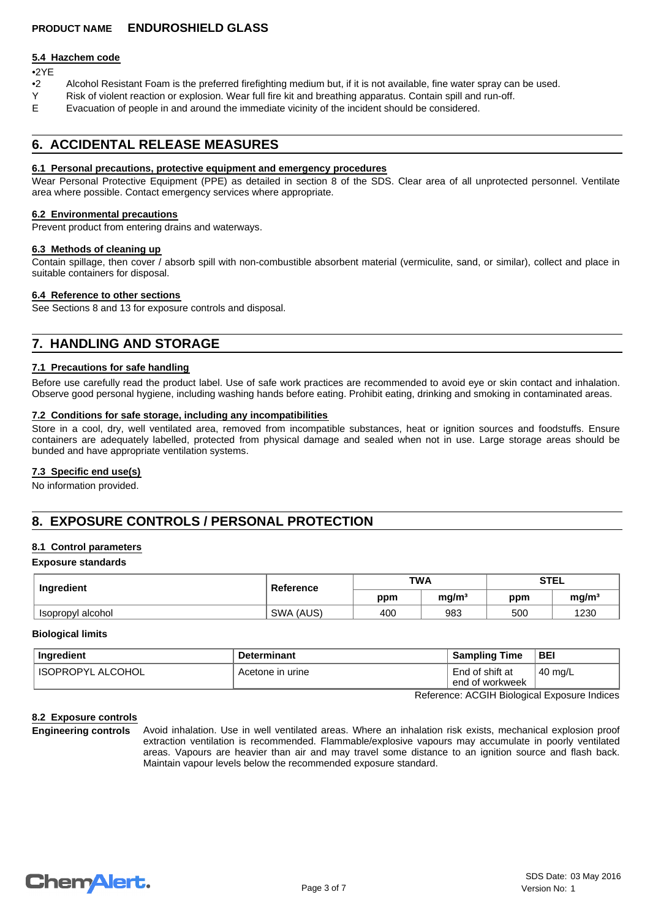#### 5.4 Hazchem code

•2YE

- •2 Alcohol Resistant Foam is the preferred firefighting medium but, if it is not available, fine water spray can be used.
- Y Risk of violent reaction or explosion. Wear full fire kit and breathing apparatus. Contain spill and run-off.
- E Evacuation of people in and around the immediate vicinity of the incident should be considered.

## 6. ACCIDENTAL RELEASE MEASURES

#### 6.1 Personal precautions, protective equipment and emergency procedures

Wear Personal Protective Equipment (PPE) as detailed in section 8 of the SDS. Clear area of all unprotected personnel. Ventilate area where possible. Contact emergency services where appropriate.

#### 6.2 Environmental precautions

Prevent product from entering drains and waterways.

#### 6.3 Methods of cleaning up

Contain spillage, then cover / absorb spill with non-combustible absorbent material (vermiculite, sand, or similar), collect and place in suitable containers for disposal.

#### 6.4 Reference to other sections

See Sections 8 and 13 for exposure controls and disposal.

## 7. HANDLING AND STORAGE

#### 7.1 Precautions for safe handling

Before use carefully read the product label. Use of safe work practices are recommended to avoid eye or skin contact and inhalation. Observe good personal hygiene, including washing hands before eating. Prohibit eating, drinking and smoking in contaminated areas.

#### 7.2 Conditions for safe storage, including any incompatibilities

Store in a cool, dry, well ventilated area, removed from incompatible substances, heat or ignition sources and foodstuffs. Ensure containers are adequately labelled, protected from physical damage and sealed when not in use. Large storage areas should be bunded and have appropriate ventilation systems.

#### 7.3 Specific end use(s)

No information provided.

## 8. EXPOSURE CONTROLS / PERSONAL PROTECTION

#### 8.1 Control parameters

**Exposure standards**

| Ingredient | Reference | TWA | | STEL | |
|---|---|---|---|---|---|
| | | ppm | mg/m³ | ppm | mg/m³ |
| Isopropyl alcohol | SWA (AUS) | 400 | 983 | 500 | 1230 |

**Biological limits**

| Ingredient | Determinant | Sampling Time | BEI |
|---|---|---|---|
| ISOPROPYL ALCOHOL | Acetone in urine | End of shift at end of workweek | 40 mg/L |

Reference: ACGIH Biological Exposure Indices

#### 8.2 Exposure controls

**Engineering controls** Avoid inhalation. Use in well ventilated areas. Where an inhalation risk exists, mechanical explosion proof extraction ventilation is recommended. Flammable/explosive vapours may accumulate in poorly ventilated areas. Vapours are heavier than air and may travel some distance to an ignition source and flash back. Maintain vapour levels below the recommended exposure standard.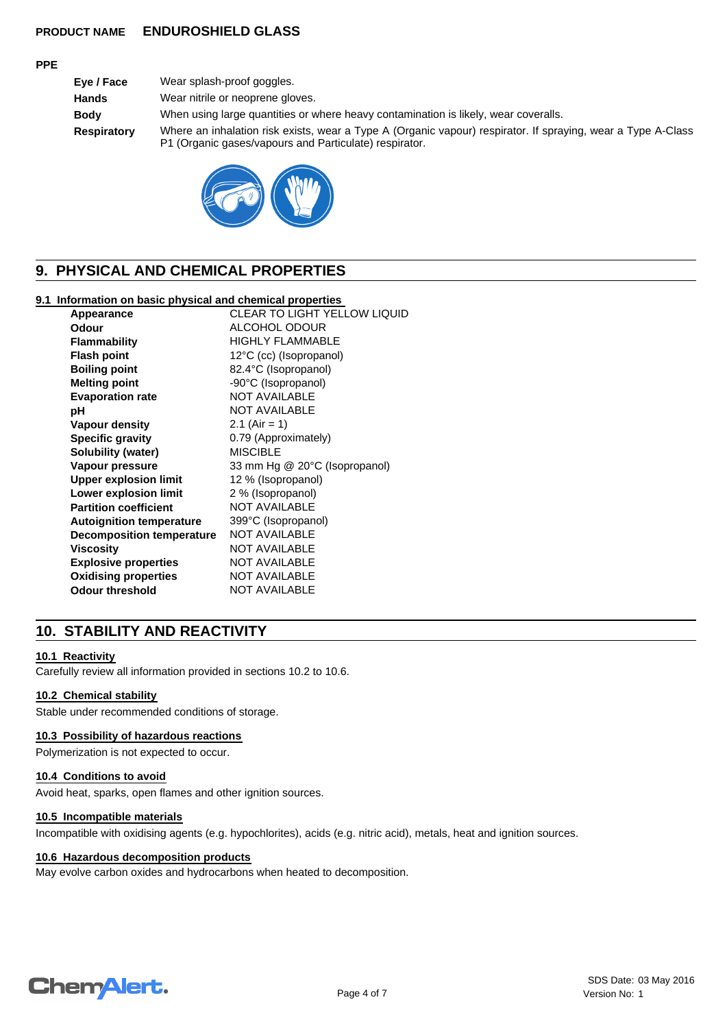**PRODUCT NAME** **ENDUROSHIELD GLASS**

**PPE**

| | |
|---|---|
| **Eye / Face** | Wear splash-proof goggles. |
| **Hands** | Wear nitrile or neoprene gloves. |
| **Body** | When using large quantities or where heavy contamination is likely, wear coveralls. |
| **Respiratory** | Where an inhalation risk exists, wear a Type A (Organic vapour) respirator. If spraying, wear a Type A-Class P1 (Organic gases/vapours and Particulate) respirator. |

## 9. PHYSICAL AND CHEMICAL PROPERTIES

### 9.1 Information on basic physical and chemical properties

| | |
|---|---|
| **Appearance** | CLEAR TO LIGHT YELLOW LIQUID |
| **Odour** | ALCOHOL ODOUR |
| **Flammability** | HIGHLY FLAMMABLE |
| **Flash point** | 12°C (cc) (Isopropanol) |
| **Boiling point** | 82.4°C (Isopropanol) |
| **Melting point** | -90°C (Isopropanol) |
| **Evaporation rate** | NOT AVAILABLE |
| **pH** | NOT AVAILABLE |
| **Vapour density** | 2.1 (Air = 1) |
| **Specific gravity** | 0.79 (Approximately) |
| **Solubility (water)** | MISCIBLE |
| **Vapour pressure** | 33 mm Hg @ 20°C (Isopropanol) |
| **Upper explosion limit** | 12 % (Isopropanol) |
| **Lower explosion limit** | 2 % (Isopropanol) |
| **Partition coefficient** | NOT AVAILABLE |
| **Autoignition temperature** | 399°C (Isopropanol) |
| **Decomposition temperature** | NOT AVAILABLE |
| **Viscosity** | NOT AVAILABLE |
| **Explosive properties** | NOT AVAILABLE |
| **Oxidising properties** | NOT AVAILABLE |
| **Odour threshold** | NOT AVAILABLE |

## 10. STABILITY AND REACTIVITY

### 10.1 Reactivity

Carefully review all information provided in sections 10.2 to 10.6.

### 10.2 Chemical stability

Stable under recommended conditions of storage.

### 10.3 Possibility of hazardous reactions

Polymerization is not expected to occur.

### 10.4 Conditions to avoid

Avoid heat, sparks, open flames and other ignition sources.

### 10.5 Incompatible materials

Incompatible with oxidising agents (e.g. hypochlorites), acids (e.g. nitric acid), metals, heat and ignition sources.

### 10.6 Hazardous decomposition products

May evolve carbon oxides and hydrocarbons when heated to decomposition.

SDS Date: 03 May 2016
Version No: 1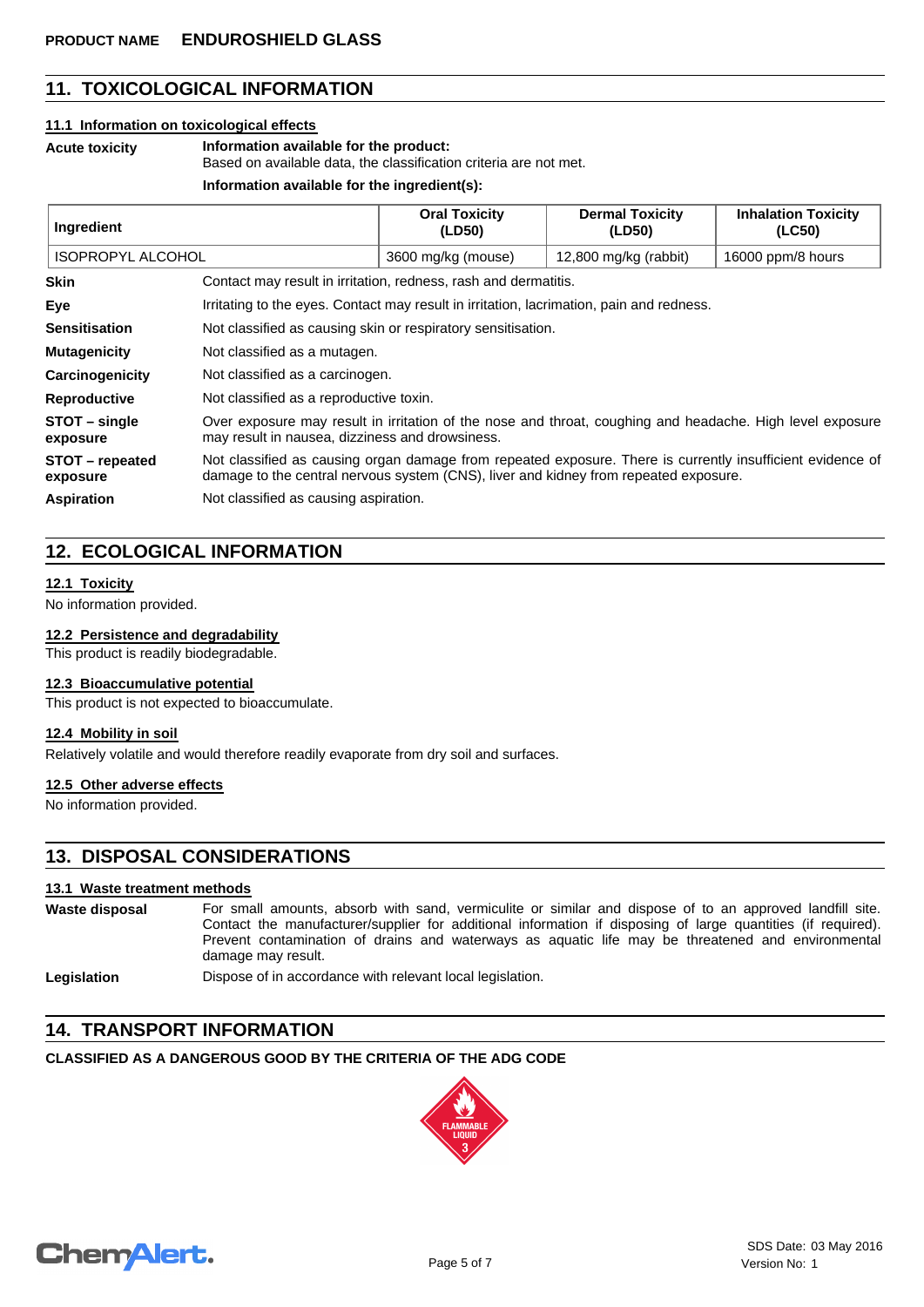## 11. TOXICOLOGICAL INFORMATION

### 11.1 Information on toxicological effects

**Acute toxicity**

**Information available for the product:**
Based on available data, the classification criteria are not met.

**Information available for the ingredient(s):**

| Ingredient | Oral Toxicity (LD50) | Dermal Toxicity (LD50) | Inhalation Toxicity (LC50) |
|---|---|---|---|
| ISOPROPYL ALCOHOL | 3600 mg/kg (mouse) | 12,800 mg/kg (rabbit) | 16000 ppm/8 hours |

**Skin** Contact may result in irritation, redness, rash and dermatitis.

**Eye** Irritating to the eyes. Contact may result in irritation, lacrimation, pain and redness.

**Sensitisation** Not classified as causing skin or respiratory sensitisation.

**Mutagenicity** Not classified as a mutagen.

**Carcinogenicity** Not classified as a carcinogen.

**Reproductive** Not classified as a reproductive toxin.

**STOT – single exposure** Over exposure may result in irritation of the nose and throat, coughing and headache. High level exposure may result in nausea, dizziness and drowsiness.

**STOT – repeated exposure** Not classified as causing organ damage from repeated exposure. There is currently insufficient evidence of damage to the central nervous system (CNS), liver and kidney from repeated exposure.

**Aspiration** Not classified as causing aspiration.

## 12. ECOLOGICAL INFORMATION

### 12.1 Toxicity

No information provided.

### 12.2 Persistence and degradability

This product is readily biodegradable.

### 12.3 Bioaccumulative potential

This product is not expected to bioaccumulate.

### 12.4 Mobility in soil

Relatively volatile and would therefore readily evaporate from dry soil and surfaces.

### 12.5 Other adverse effects

No information provided.

## 13. DISPOSAL CONSIDERATIONS

### 13.1 Waste treatment methods

**Waste disposal** For small amounts, absorb with sand, vermiculite or similar and dispose of to an approved landfill site. Contact the manufacturer/supplier for additional information if disposing of large quantities (if required). Prevent contamination of drains and waterways as aquatic life may be threatened and environmental damage may result.

**Legislation** Dispose of in accordance with relevant local legislation.

## 14. TRANSPORT INFORMATION

**CLASSIFIED AS A DANGEROUS GOOD BY THE CRITERIA OF THE ADG CODE**

FLAMMABLE LIQUID 3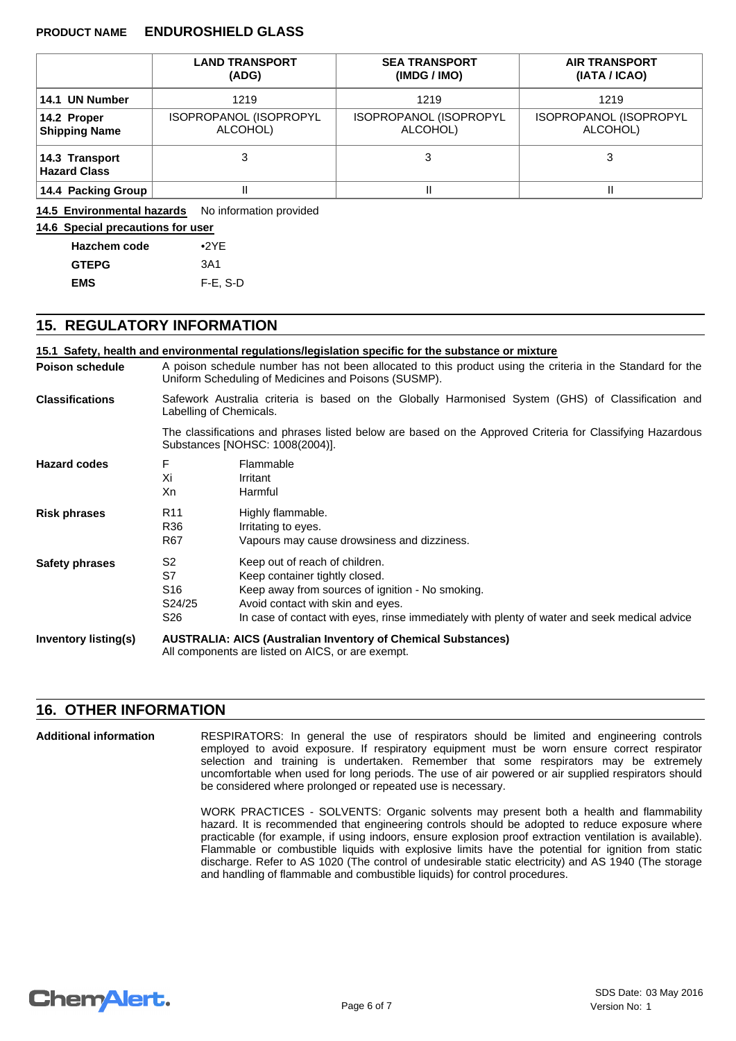|  | LAND TRANSPORT (ADG) | SEA TRANSPORT (IMDG / IMO) | AIR TRANSPORT (IATA / ICAO) |
|---|---|---|---|
| **14.1 UN Number** | 1219 | 1219 | 1219 |
| **14.2 Proper Shipping Name** | ISOPROPANOL (ISOPROPYL ALCOHOL) | ISOPROPANOL (ISOPROPYL ALCOHOL) | ISOPROPANOL (ISOPROPYL ALCOHOL) |
| **14.3 Transport Hazard Class** | 3 | 3 | 3 |
| **14.4 Packing Group** | II | II | II |

**14.5 Environmental hazards** No information provided

**14.6 Special precautions for user**

| | |
|---|---|
| **Hazchem code** | •2YE |
| **GTEPG** | 3A1 |
| **EMS** | F-E, S-D |

## 15. REGULATORY INFORMATION

**15.1 Safety, health and environmental regulations/legislation specific for the substance or mixture**

**Poison schedule** A poison schedule number has not been allocated to this product using the criteria in the Standard for the Uniform Scheduling of Medicines and Poisons (SUSMP).

**Classifications** Safework Australia criteria is based on the Globally Harmonised System (GHS) of Classification and Labelling of Chemicals.

The classifications and phrases listed below are based on the Approved Criteria for Classifying Hazardous Substances [NOHSC: 1008(2004)].

**Hazard codes**

| | |
|---|---|
| F | Flammable |
| Xi | Irritant |
| Xn | Harmful |

**Risk phrases**

| | |
|---|---|
| R11 | Highly flammable. |
| R36 | Irritating to eyes. |
| R67 | Vapours may cause drowsiness and dizziness. |

**Safety phrases**

| | |
|---|---|
| S2 | Keep out of reach of children. |
| S7 | Keep container tightly closed. |
| S16 | Keep away from sources of ignition - No smoking. |
| S24/25 | Avoid contact with skin and eyes. |
| S26 | In case of contact with eyes, rinse immediately with plenty of water and seek medical advice |

**Inventory listing(s)** **AUSTRALIA: AICS (Australian Inventory of Chemical Substances)**
All components are listed on AICS, or are exempt.

## 16. OTHER INFORMATION

**Additional information**

RESPIRATORS: In general the use of respirators should be limited and engineering controls employed to avoid exposure. If respiratory equipment must be worn ensure correct respirator selection and training is undertaken. Remember that some respirators may be extremely uncomfortable when used for long periods. The use of air powered or air supplied respirators should be considered where prolonged or repeated use is necessary.

WORK PRACTICES - SOLVENTS: Organic solvents may present both a health and flammability hazard. It is recommended that engineering controls should be adopted to reduce exposure where practicable (for example, if using indoors, ensure explosion proof extraction ventilation is available). Flammable or combustible liquids with explosive limits have the potential for ignition from static discharge. Refer to AS 1020 (The control of undesirable static electricity) and AS 1940 (The storage and handling of flammable and combustible liquids) for control procedures.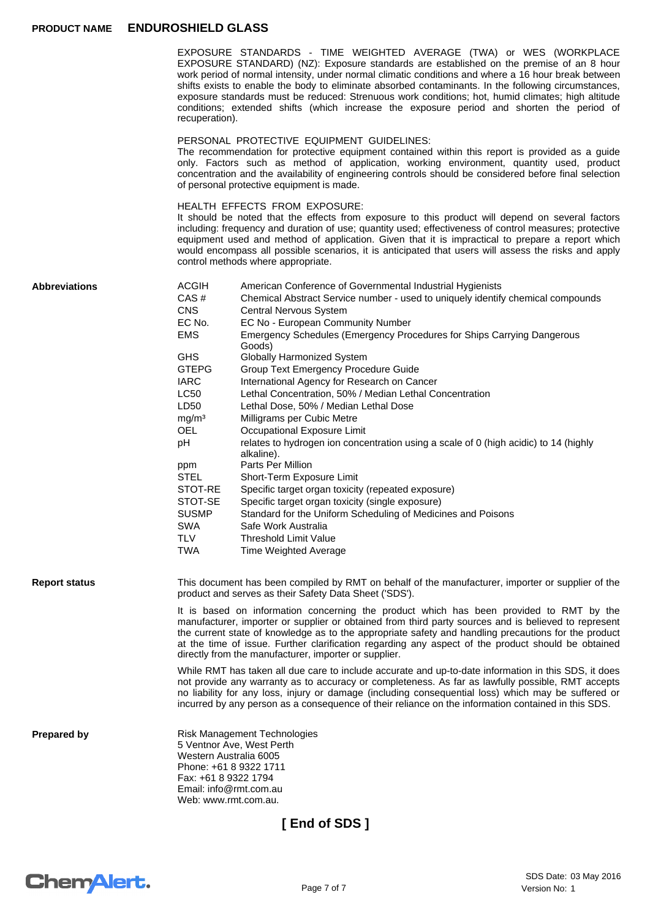EXPOSURE STANDARDS - TIME WEIGHTED AVERAGE (TWA) or WES (WORKPLACE EXPOSURE STANDARD) (NZ): Exposure standards are established on the premise of an 8 hour work period of normal intensity, under normal climatic conditions and where a 16 hour break between shifts exists to enable the body to eliminate absorbed contaminants. In the following circumstances, exposure standards must be reduced: Strenuous work conditions; hot, humid climates; high altitude conditions; extended shifts (which increase the exposure period and shorten the period of recuperation).

PERSONAL PROTECTIVE EQUIPMENT GUIDELINES:
The recommendation for protective equipment contained within this report is provided as a guide only. Factors such as method of application, working environment, quantity used, product concentration and the availability of engineering controls should be considered before final selection of personal protective equipment is made.

HEALTH EFFECTS FROM EXPOSURE:
It should be noted that the effects from exposure to this product will depend on several factors including: frequency and duration of use; quantity used; effectiveness of control measures; protective equipment used and method of application. Given that it is impractical to prepare a report which would encompass all possible scenarios, it is anticipated that users will assess the risks and apply control methods where appropriate.

**Abbreviations**

| | |
|---|---|
| ACGIH | American Conference of Governmental Industrial Hygienists |
| CAS # | Chemical Abstract Service number - used to uniquely identify chemical compounds |
| CNS | Central Nervous System |
| EC No. | EC No - European Community Number |
| EMS | Emergency Schedules (Emergency Procedures for Ships Carrying Dangerous Goods) |
| GHS | Globally Harmonized System |
| GTEPG | Group Text Emergency Procedure Guide |
| IARC | International Agency for Research on Cancer |
| LC50 | Lethal Concentration, 50% / Median Lethal Concentration |
| LD50 | Lethal Dose, 50% / Median Lethal Dose |
| $mg/m^3$ | Milligrams per Cubic Metre |
| OEL | Occupational Exposure Limit |
| pH | relates to hydrogen ion concentration using a scale of 0 (high acidic) to 14 (highly alkaline). |
| ppm | Parts Per Million |
| STEL | Short-Term Exposure Limit |
| STOT-RE | Specific target organ toxicity (repeated exposure) |
| STOT-SE | Specific target organ toxicity (single exposure) |
| SUSMP | Standard for the Uniform Scheduling of Medicines and Poisons |
| SWA | Safe Work Australia |
| TLV | Threshold Limit Value |
| TWA | Time Weighted Average |

**Report status**

This document has been compiled by RMT on behalf of the manufacturer, importer or supplier of the product and serves as their Safety Data Sheet ('SDS').

It is based on information concerning the product which has been provided to RMT by the manufacturer, importer or supplier or obtained from third party sources and is believed to represent the current state of knowledge as to the appropriate safety and handling precautions for the product at the time of issue. Further clarification regarding any aspect of the product should be obtained directly from the manufacturer, importer or supplier.

While RMT has taken all due care to include accurate and up-to-date information in this SDS, it does not provide any warranty as to accuracy or completeness. As far as lawfully possible, RMT accepts no liability for any loss, injury or damage (including consequential loss) which may be suffered or incurred by any person as a consequence of their reliance on the information contained in this SDS.

**Prepared by**

Risk Management Technologies
5 Ventnor Ave, West Perth
Western Australia 6005
Phone: +61 8 9322 1711
Fax: +61 8 9322 1794
Email: info@rmt.com.au
Web: www.rmt.com.au.

**[ End of SDS ]**